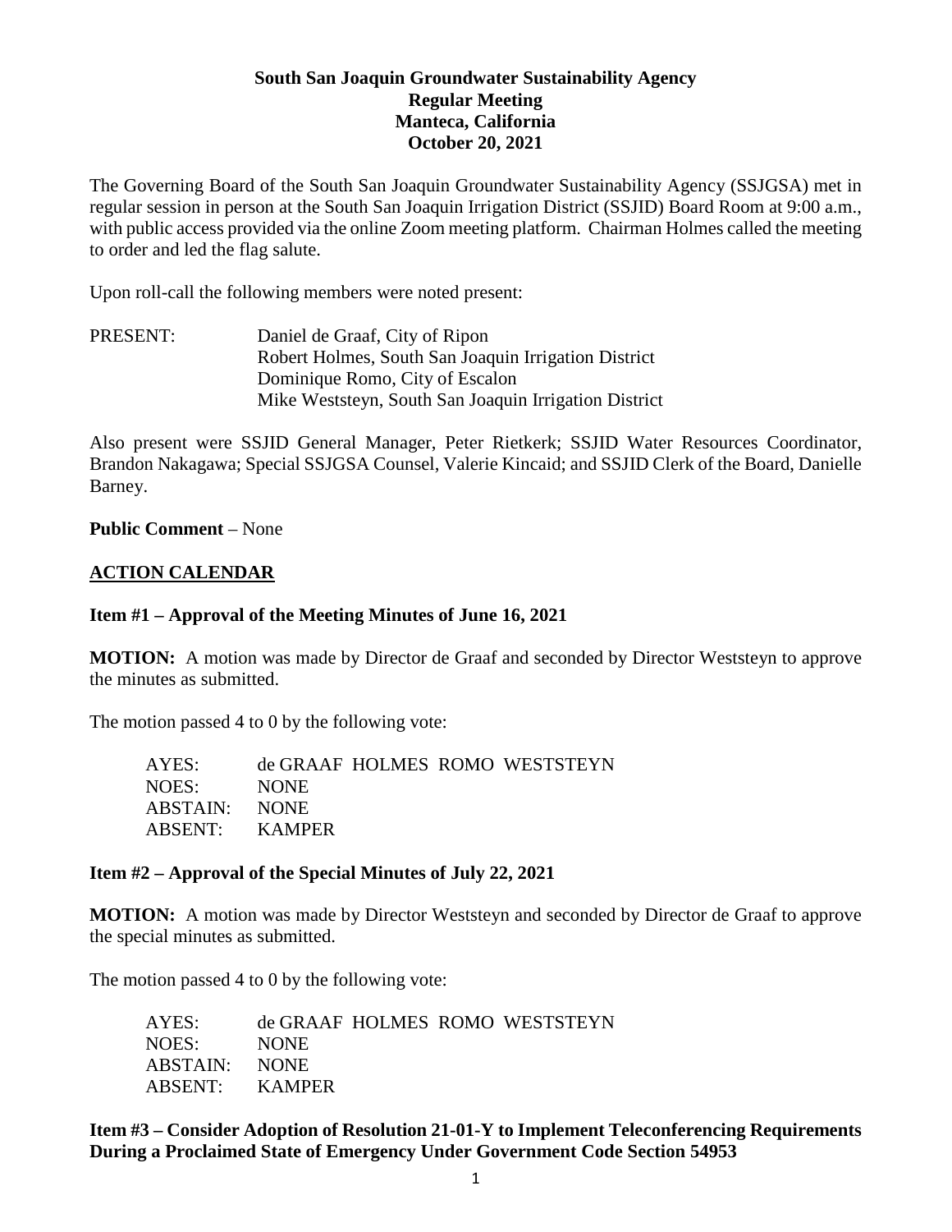**South San Joaquin Groundwater Sustainability Agency**
**Regular Meeting**
**Manteca, California**
**October 20, 2021**

The Governing Board of the South San Joaquin Groundwater Sustainability Agency (SSJGSA) met in regular session in person at the South San Joaquin Irrigation District (SSJID) Board Room at 9:00 a.m., with public access provided via the online Zoom meeting platform. Chairman Holmes called the meeting to order and led the flag salute.

Upon roll-call the following members were noted present:

PRESENT: Daniel de Graaf, City of Ripon
Robert Holmes, South San Joaquin Irrigation District
Dominique Romo, City of Escalon
Mike Weststeyn, South San Joaquin Irrigation District

Also present were SSJID General Manager, Peter Rietkerk; SSJID Water Resources Coordinator, Brandon Nakagawa; Special SSJGSA Counsel, Valerie Kincaid; and SSJID Clerk of the Board, Danielle Barney.

**Public Comment** – None

## ACTION CALENDAR

**Item #1 – Approval of the Meeting Minutes of June 16, 2021**

**MOTION:** A motion was made by Director de Graaf and seconded by Director Weststeyn to approve the minutes as submitted.

The motion passed 4 to 0 by the following vote:

AYES: de GRAAF HOLMES ROMO WESTSTEYN
NOES: NONE
ABSTAIN: NONE
ABSENT: KAMPER

**Item #2 – Approval of the Special Minutes of July 22, 2021**

**MOTION:** A motion was made by Director Weststeyn and seconded by Director de Graaf to approve the special minutes as submitted.

The motion passed 4 to 0 by the following vote:

AYES: de GRAAF HOLMES ROMO WESTSTEYN
NOES: NONE
ABSTAIN: NONE
ABSENT: KAMPER

**Item #3 – Consider Adoption of Resolution 21-01-Y to Implement Teleconferencing Requirements During a Proclaimed State of Emergency Under Government Code Section 54953**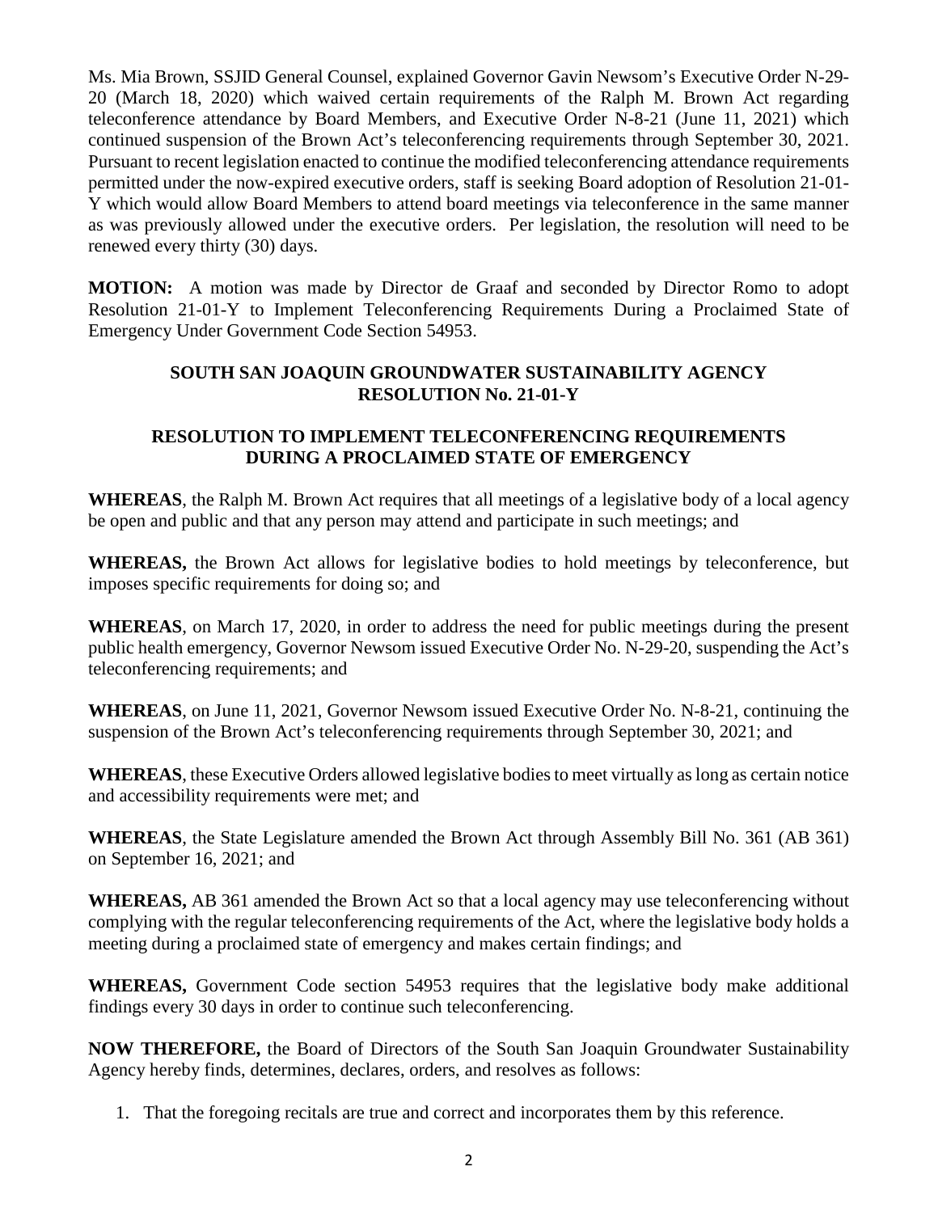Ms. Mia Brown, SSJID General Counsel, explained Governor Gavin Newsom's Executive Order N-29-20 (March 18, 2020) which waived certain requirements of the Ralph M. Brown Act regarding teleconference attendance by Board Members, and Executive Order N-8-21 (June 11, 2021) which continued suspension of the Brown Act's teleconferencing requirements through September 30, 2021. Pursuant to recent legislation enacted to continue the modified teleconferencing attendance requirements permitted under the now-expired executive orders, staff is seeking Board adoption of Resolution 21-01-Y which would allow Board Members to attend board meetings via teleconference in the same manner as was previously allowed under the executive orders. Per legislation, the resolution will need to be renewed every thirty (30) days.

**MOTION:** A motion was made by Director de Graaf and seconded by Director Romo to adopt Resolution 21-01-Y to Implement Teleconferencing Requirements During a Proclaimed State of Emergency Under Government Code Section 54953.

**SOUTH SAN JOAQUIN GROUNDWATER SUSTAINABILITY AGENCY**
**RESOLUTION No. 21-01-Y**

**RESOLUTION TO IMPLEMENT TELECONFERENCING REQUIREMENTS DURING A PROCLAIMED STATE OF EMERGENCY**

**WHEREAS**, the Ralph M. Brown Act requires that all meetings of a legislative body of a local agency be open and public and that any person may attend and participate in such meetings; and

**WHEREAS,** the Brown Act allows for legislative bodies to hold meetings by teleconference, but imposes specific requirements for doing so; and

**WHEREAS**, on March 17, 2020, in order to address the need for public meetings during the present public health emergency, Governor Newsom issued Executive Order No. N-29-20, suspending the Act's teleconferencing requirements; and

**WHEREAS**, on June 11, 2021, Governor Newsom issued Executive Order No. N-8-21, continuing the suspension of the Brown Act's teleconferencing requirements through September 30, 2021; and

**WHEREAS**, these Executive Orders allowed legislative bodies to meet virtually as long as certain notice and accessibility requirements were met; and

**WHEREAS**, the State Legislature amended the Brown Act through Assembly Bill No. 361 (AB 361) on September 16, 2021; and

**WHEREAS,** AB 361 amended the Brown Act so that a local agency may use teleconferencing without complying with the regular teleconferencing requirements of the Act, where the legislative body holds a meeting during a proclaimed state of emergency and makes certain findings; and

**WHEREAS,** Government Code section 54953 requires that the legislative body make additional findings every 30 days in order to continue such teleconferencing.

**NOW THEREFORE,** the Board of Directors of the South San Joaquin Groundwater Sustainability Agency hereby finds, determines, declares, orders, and resolves as follows:

1. That the foregoing recitals are true and correct and incorporates them by this reference.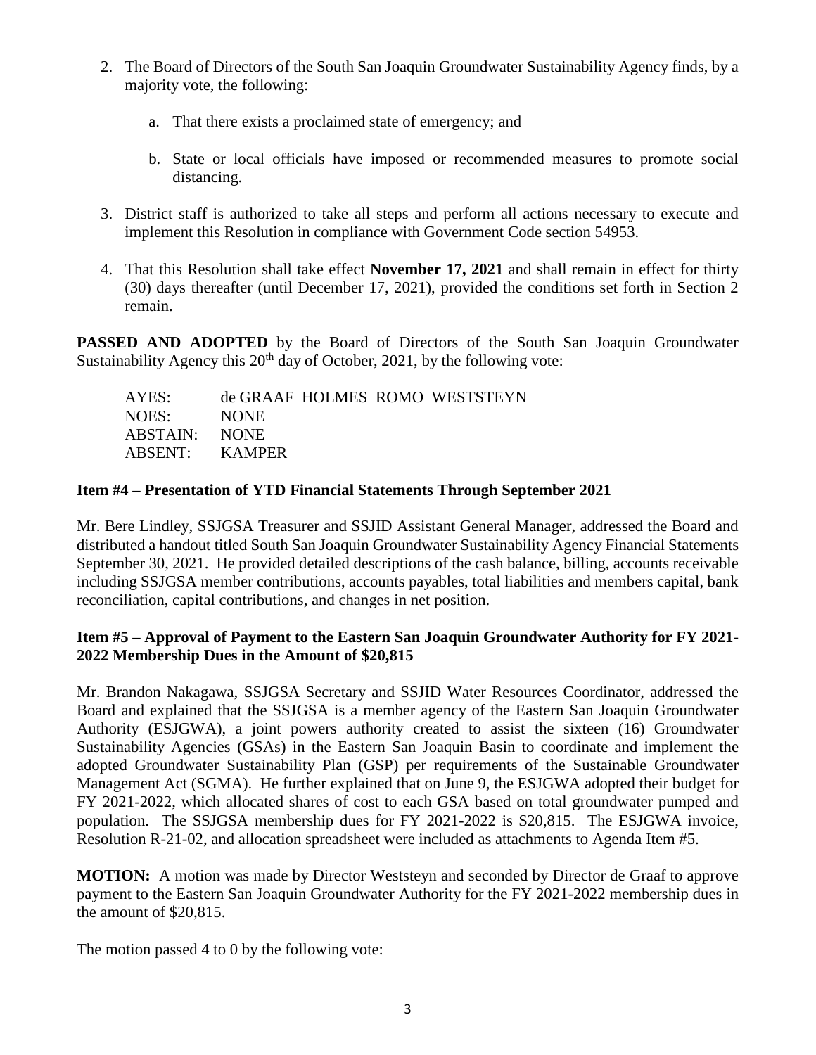2. The Board of Directors of the South San Joaquin Groundwater Sustainability Agency finds, by a majority vote, the following:

   a. That there exists a proclaimed state of emergency; and

   b. State or local officials have imposed or recommended measures to promote social distancing.

3. District staff is authorized to take all steps and perform all actions necessary to execute and implement this Resolution in compliance with Government Code section 54953.

4. That this Resolution shall take effect **November 17, 2021** and shall remain in effect for thirty (30) days thereafter (until December 17, 2021), provided the conditions set forth in Section 2 remain.

**PASSED AND ADOPTED** by the Board of Directors of the South San Joaquin Groundwater Sustainability Agency this 20th day of October, 2021, by the following vote:

| | |
|---|---|
| AYES: | de GRAAF HOLMES ROMO WESTSTEYN |
| NOES: | NONE |
| ABSTAIN: | NONE |
| ABSENT: | KAMPER |

### Item #4 – Presentation of YTD Financial Statements Through September 2021

Mr. Bere Lindley, SSJGSA Treasurer and SSJID Assistant General Manager, addressed the Board and distributed a handout titled South San Joaquin Groundwater Sustainability Agency Financial Statements September 30, 2021. He provided detailed descriptions of the cash balance, billing, accounts receivable including SSJGSA member contributions, accounts payables, total liabilities and members capital, bank reconciliation, capital contributions, and changes in net position.

### Item #5 – Approval of Payment to the Eastern San Joaquin Groundwater Authority for FY 2021-2022 Membership Dues in the Amount of $20,815

Mr. Brandon Nakagawa, SSJGSA Secretary and SSJID Water Resources Coordinator, addressed the Board and explained that the SSJGSA is a member agency of the Eastern San Joaquin Groundwater Authority (ESJGWA), a joint powers authority created to assist the sixteen (16) Groundwater Sustainability Agencies (GSAs) in the Eastern San Joaquin Basin to coordinate and implement the adopted Groundwater Sustainability Plan (GSP) per requirements of the Sustainable Groundwater Management Act (SGMA). He further explained that on June 9, the ESJGWA adopted their budget for FY 2021-2022, which allocated shares of cost to each GSA based on total groundwater pumped and population. The SSJGSA membership dues for FY 2021-2022 is $20,815. The ESJGWA invoice, Resolution R-21-02, and allocation spreadsheet were included as attachments to Agenda Item #5.

**MOTION:** A motion was made by Director Weststeyn and seconded by Director de Graaf to approve payment to the Eastern San Joaquin Groundwater Authority for the FY 2021-2022 membership dues in the amount of $20,815.

The motion passed 4 to 0 by the following vote: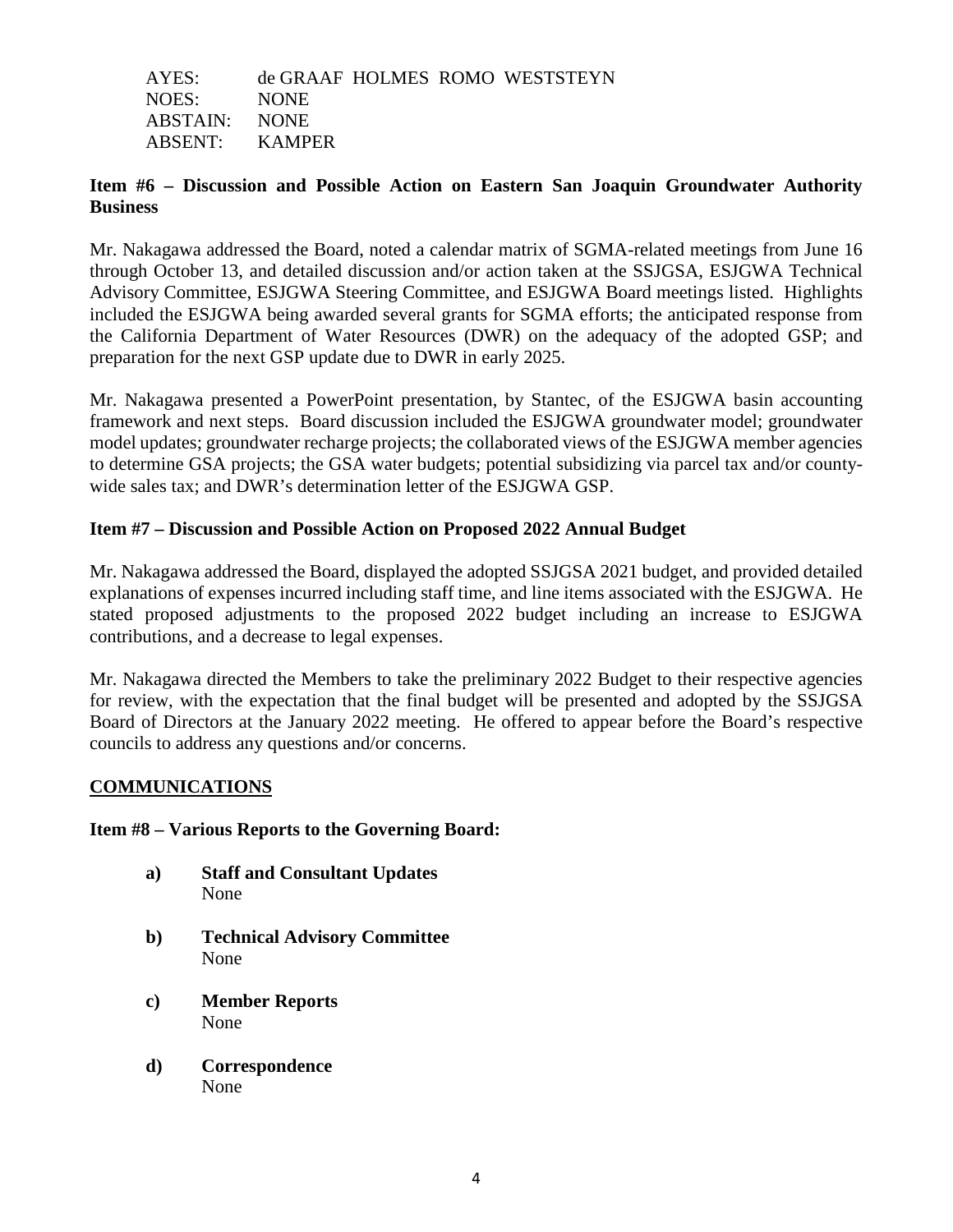AYES: de GRAAF HOLMES ROMO WESTSTEYN
NOES: NONE
ABSTAIN: NONE
ABSENT: KAMPER

**Item #6 – Discussion and Possible Action on Eastern San Joaquin Groundwater Authority Business**

Mr. Nakagawa addressed the Board, noted a calendar matrix of SGMA-related meetings from June 16 through October 13, and detailed discussion and/or action taken at the SSJGSA, ESJGWA Technical Advisory Committee, ESJGWA Steering Committee, and ESJGWA Board meetings listed. Highlights included the ESJGWA being awarded several grants for SGMA efforts; the anticipated response from the California Department of Water Resources (DWR) on the adequacy of the adopted GSP; and preparation for the next GSP update due to DWR in early 2025.

Mr. Nakagawa presented a PowerPoint presentation, by Stantec, of the ESJGWA basin accounting framework and next steps. Board discussion included the ESJGWA groundwater model; groundwater model updates; groundwater recharge projects; the collaborated views of the ESJGWA member agencies to determine GSA projects; the GSA water budgets; potential subsidizing via parcel tax and/or county-wide sales tax; and DWR's determination letter of the ESJGWA GSP.

**Item #7 – Discussion and Possible Action on Proposed 2022 Annual Budget**

Mr. Nakagawa addressed the Board, displayed the adopted SSJGSA 2021 budget, and provided detailed explanations of expenses incurred including staff time, and line items associated with the ESJGWA. He stated proposed adjustments to the proposed 2022 budget including an increase to ESJGWA contributions, and a decrease to legal expenses.

Mr. Nakagawa directed the Members to take the preliminary 2022 Budget to their respective agencies for review, with the expectation that the final budget will be presented and adopted by the SSJGSA Board of Directors at the January 2022 meeting. He offered to appear before the Board's respective councils to address any questions and/or concerns.

## COMMUNICATIONS

**Item #8 – Various Reports to the Governing Board:**

**a) Staff and Consultant Updates**
None

**b) Technical Advisory Committee**
None

**c) Member Reports**
None

**d) Correspondence**
None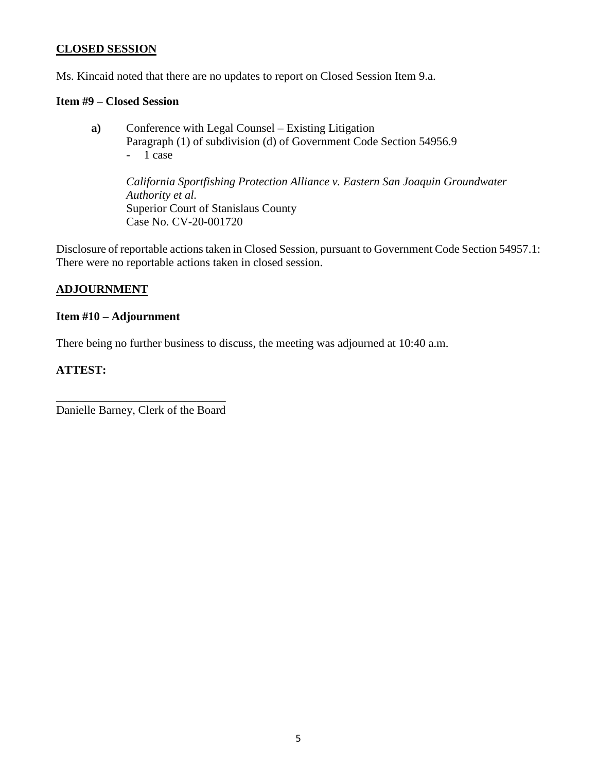**CLOSED SESSION**

Ms. Kincaid noted that there are no updates to report on Closed Session Item 9.a.

**Item #9 – Closed Session**

**a)** Conference with Legal Counsel – Existing Litigation
Paragraph (1) of subdivision (d) of Government Code Section 54956.9
- 1 case

*California Sportfishing Protection Alliance v. Eastern San Joaquin Groundwater Authority et al.*
Superior Court of Stanislaus County
Case No. CV-20-001720

Disclosure of reportable actions taken in Closed Session, pursuant to Government Code Section 54957.1: There were no reportable actions taken in closed session.

**ADJOURNMENT**

**Item #10 – Adjournment**

There being no further business to discuss, the meeting was adjourned at 10:40 a.m.

**ATTEST:**

_____________________________
Danielle Barney, Clerk of the Board